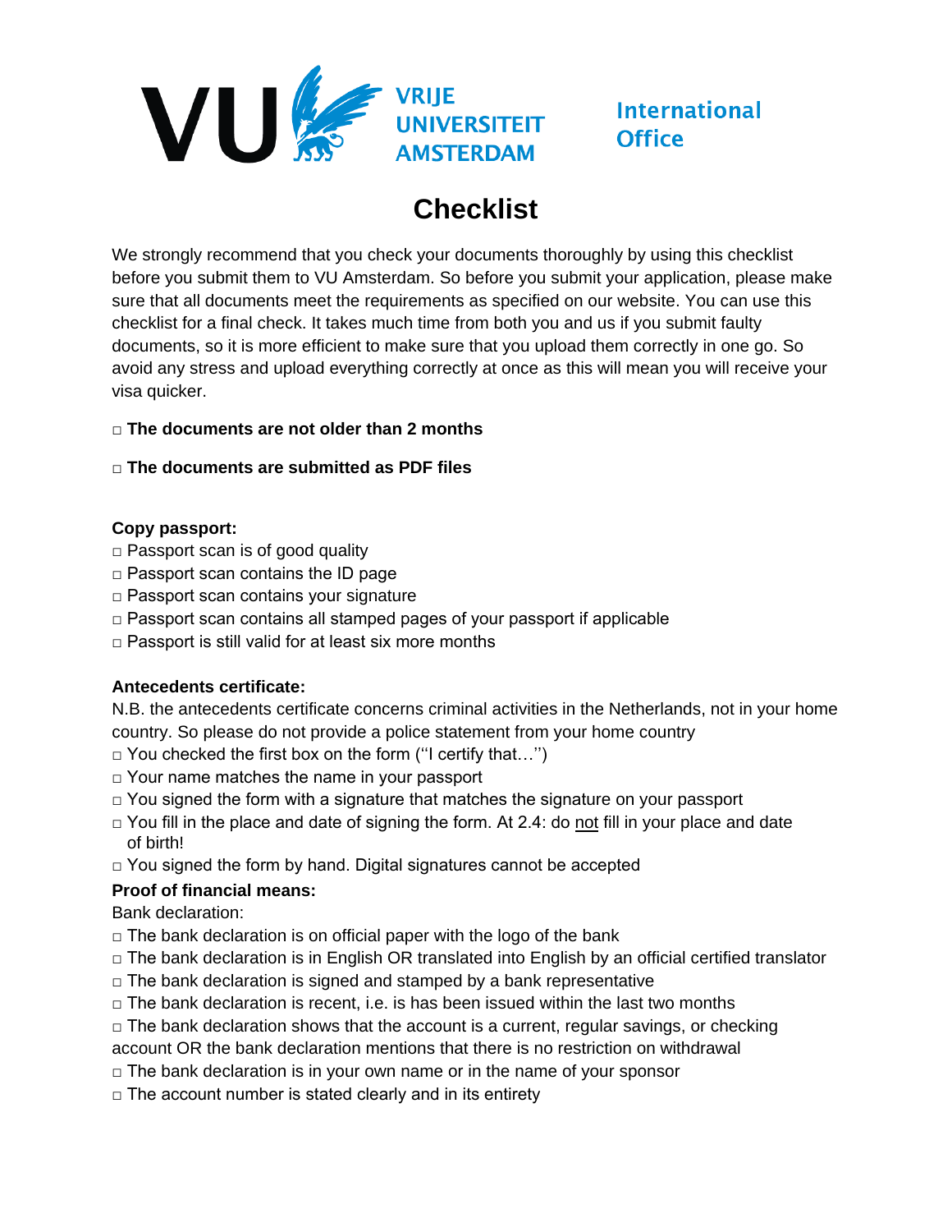VU VRIJE UNIVERSITEIT AMSTERDAM

International Office

# Checklist

We strongly recommend that you check your documents thoroughly by using this checklist before you submit them to VU Amsterdam. So before you submit your application, please make sure that all documents meet the requirements as specified on our website. You can use this checklist for a final check. It takes much time from both you and us if you submit faulty documents, so it is more efficient to make sure that you upload them correctly in one go. So avoid any stress and upload everything correctly at once as this will mean you will receive your visa quicker.

□ **The documents are not older than 2 months**

□ **The documents are submitted as PDF files**

**Copy passport:**

□ Passport scan is of good quality
□ Passport scan contains the ID page
□ Passport scan contains your signature
□ Passport scan contains all stamped pages of your passport if applicable
□ Passport is still valid for at least six more months

**Antecedents certificate:**

N.B. the antecedents certificate concerns criminal activities in the Netherlands, not in your home country. So please do not provide a police statement from your home country

□ You checked the first box on the form (''I certify that…'')
□ Your name matches the name in your passport
□ You signed the form with a signature that matches the signature on your passport
□ You fill in the place and date of signing the form. At 2.4: do not fill in your place and date of birth!
□ You signed the form by hand. Digital signatures cannot be accepted

**Proof of financial means:**

Bank declaration:

□ The bank declaration is on official paper with the logo of the bank
□ The bank declaration is in English OR translated into English by an official certified translator
□ The bank declaration is signed and stamped by a bank representative
□ The bank declaration is recent, i.e. is has been issued within the last two months
□ The bank declaration shows that the account is a current, regular savings, or checking account OR the bank declaration mentions that there is no restriction on withdrawal
□ The bank declaration is in your own name or in the name of your sponsor
□ The account number is stated clearly and in its entirety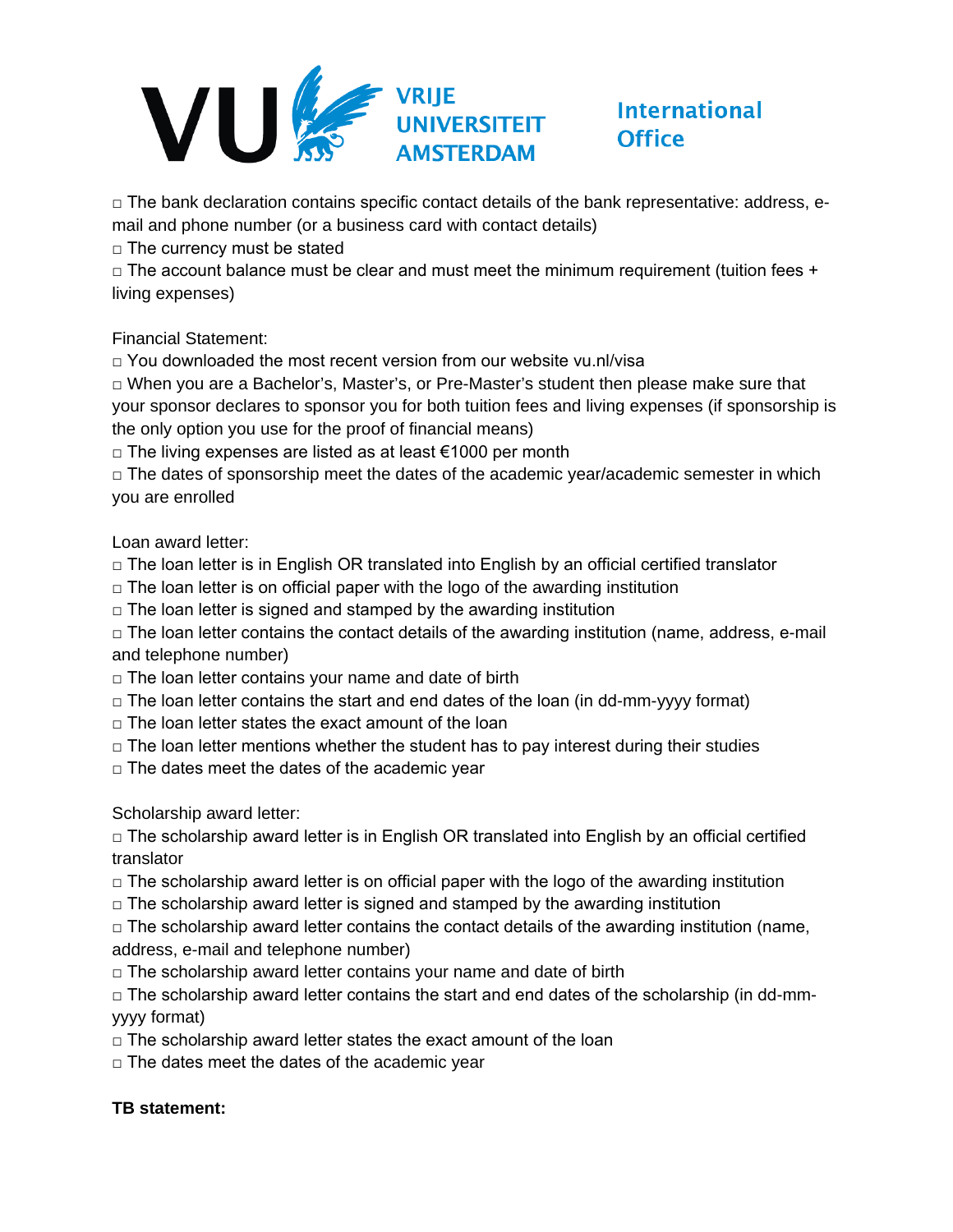□ The bank declaration contains specific contact details of the bank representative: address, e-mail and phone number (or a business card with contact details)
□ The currency must be stated
□ The account balance must be clear and must meet the minimum requirement (tuition fees + living expenses)

Financial Statement:
□ You downloaded the most recent version from our website vu.nl/visa
□ When you are a Bachelor's, Master's, or Pre-Master's student then please make sure that your sponsor declares to sponsor you for both tuition fees and living expenses (if sponsorship is the only option you use for the proof of financial means)
□ The living expenses are listed as at least €1000 per month
□ The dates of sponsorship meet the dates of the academic year/academic semester in which you are enrolled

Loan award letter:
□ The loan letter is in English OR translated into English by an official certified translator
□ The loan letter is on official paper with the logo of the awarding institution
□ The loan letter is signed and stamped by the awarding institution
□ The loan letter contains the contact details of the awarding institution (name, address, e-mail and telephone number)
□ The loan letter contains your name and date of birth
□ The loan letter contains the start and end dates of the loan (in dd-mm-yyyy format)
□ The loan letter states the exact amount of the loan
□ The loan letter mentions whether the student has to pay interest during their studies
□ The dates meet the dates of the academic year

Scholarship award letter:
□ The scholarship award letter is in English OR translated into English by an official certified translator
□ The scholarship award letter is on official paper with the logo of the awarding institution
□ The scholarship award letter is signed and stamped by the awarding institution
□ The scholarship award letter contains the contact details of the awarding institution (name, address, e-mail and telephone number)
□ The scholarship award letter contains your name and date of birth
□ The scholarship award letter contains the start and end dates of the scholarship (in dd-mm-yyyy format)
□ The scholarship award letter states the exact amount of the loan
□ The dates meet the dates of the academic year

**TB statement:**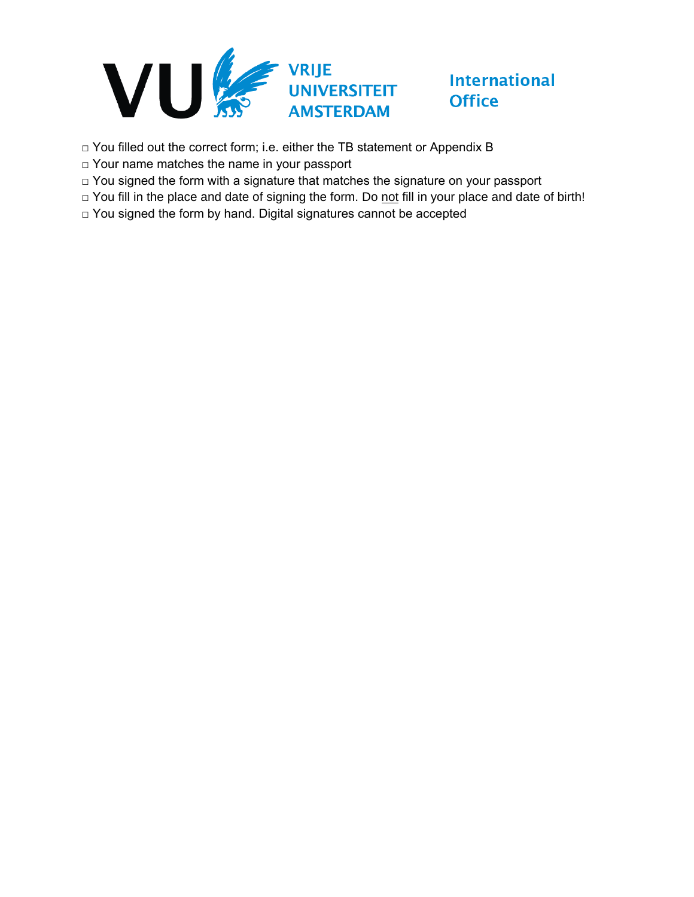VRIJE UNIVERSITEIT AMSTERDAM

International Office

- □ You filled out the correct form; i.e. either the TB statement or Appendix B
- □ Your name matches the name in your passport
- □ You signed the form with a signature that matches the signature on your passport
- □ You fill in the place and date of signing the form. Do <u>not</u> fill in your place and date of birth!
- □ You signed the form by hand. Digital signatures cannot be accepted